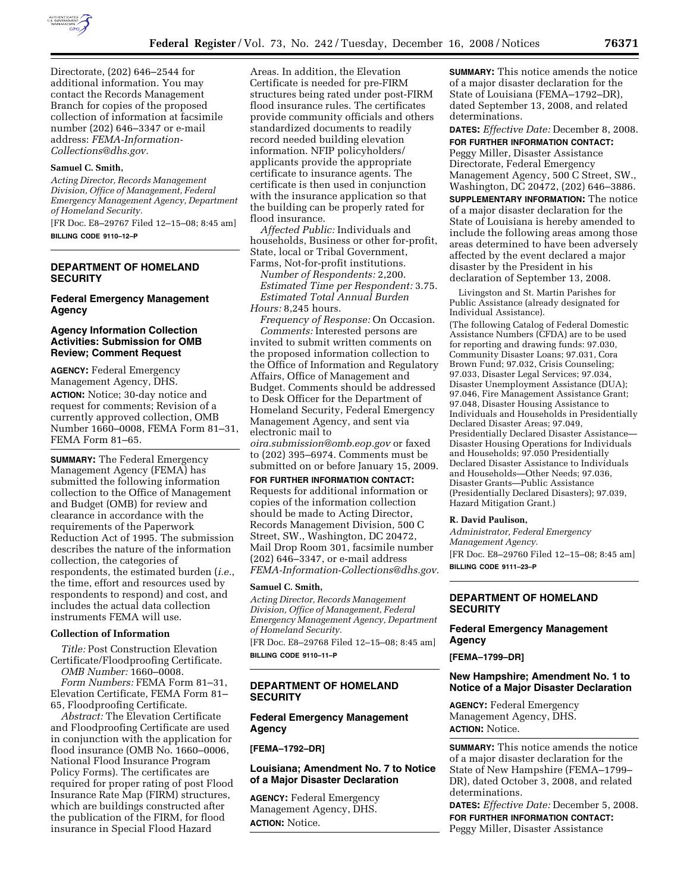Directorate, (202) 646–2544 for additional information. You may contact the Records Management Branch for copies of the proposed collection of information at facsimile number (202) 646–3347 or e-mail address: *FEMA-Information-Collections@dhs.gov.*

**Samuel C. Smith,**

*Acting Director, Records Management Division, Office of Management, Federal Emergency Management Agency, Department of Homeland Security.*

[FR Doc. E8–29767 Filed 12–15–08; 8:45 am]

**BILLING CODE 9110–12–P**

## DEPARTMENT OF HOMELAND SECURITY

### Federal Emergency Management Agency

### Agency Information Collection Activities: Submission for OMB Review; Comment Request

**AGENCY:** Federal Emergency Management Agency, DHS.

**ACTION:** Notice; 30-day notice and request for comments; Revision of a currently approved collection, OMB Number 1660–0008, FEMA Form 81–31, FEMA Form 81–65.

**SUMMARY:** The Federal Emergency Management Agency (FEMA) has submitted the following information collection to the Office of Management and Budget (OMB) for review and clearance in accordance with the requirements of the Paperwork Reduction Act of 1995. The submission describes the nature of the information collection, the categories of respondents, the estimated burden (*i.e.*, the time, effort and resources used by respondents to respond) and cost, and includes the actual data collection instruments FEMA will use.

**Collection of Information**

*Title:* Post Construction Elevation Certificate/Floodproofing Certificate.

*OMB Number:* 1660–0008.

*Form Numbers:* FEMA Form 81–31, Elevation Certificate, FEMA Form 81–65, Floodproofing Certificate.

*Abstract:* The Elevation Certificate and Floodproofing Certificate are used in conjunction with the application for flood insurance (OMB No. 1660–0006, National Flood Insurance Program Policy Forms). The certificates are required for proper rating of post Flood Insurance Rate Map (FIRM) structures, which are buildings constructed after the publication of the FIRM, for flood insurance in Special Flood Hazard Areas. In addition, the Elevation Certificate is needed for pre-FIRM structures being rated under post-FIRM flood insurance rules. The certificates provide community officials and others standardized documents to readily record needed building elevation information. NFIP policyholders/applicants provide the appropriate certificate to insurance agents. The certificate is then used in conjunction with the insurance application so that the building can be properly rated for flood insurance.

*Affected Public:* Individuals and households, Business or other for-profit, State, local or Tribal Government, Farms, Not-for-profit institutions.

*Number of Respondents:* 2,200.

*Estimated Time per Respondent:* 3.75.

*Estimated Total Annual Burden Hours:* 8,245 hours.

*Frequency of Response:* On Occasion.

*Comments:* Interested persons are invited to submit written comments on the proposed information collection to the Office of Information and Regulatory Affairs, Office of Management and Budget. Comments should be addressed to Desk Officer for the Department of Homeland Security, Federal Emergency Management Agency, and sent via electronic mail to *oira.submission@omb.eop.gov* or faxed to (202) 395–6974. Comments must be submitted on or before January 15, 2009.

**FOR FURTHER INFORMATION CONTACT:** Requests for additional information or copies of the information collection should be made to Acting Director, Records Management Division, 500 C Street, SW., Washington, DC 20472, Mail Drop Room 301, facsimile number (202) 646–3347, or e-mail address *FEMA-Information-Collections@dhs.gov.*

**Samuel C. Smith,**

*Acting Director, Records Management Division, Office of Management, Federal Emergency Management Agency, Department of Homeland Security.*

[FR Doc. E8–29768 Filed 12–15–08; 8:45 am]

**BILLING CODE 9110–11–P**

## DEPARTMENT OF HOMELAND SECURITY

### Federal Emergency Management Agency

**[FEMA–1792–DR]**

### Louisiana; Amendment No. 7 to Notice of a Major Disaster Declaration

**AGENCY:** Federal Emergency Management Agency, DHS.

**ACTION:** Notice.

**SUMMARY:** This notice amends the notice of a major disaster declaration for the State of Louisiana (FEMA–1792–DR), dated September 13, 2008, and related determinations.

**DATES:** *Effective Date:* December 8, 2008.

**FOR FURTHER INFORMATION CONTACT:** Peggy Miller, Disaster Assistance Directorate, Federal Emergency Management Agency, 500 C Street, SW., Washington, DC 20472, (202) 646–3886.

**SUPPLEMENTARY INFORMATION:** The notice of a major disaster declaration for the State of Louisiana is hereby amended to include the following areas among those areas determined to have been adversely affected by the event declared a major disaster by the President in his declaration of September 13, 2008.

Livingston and St. Martin Parishes for Public Assistance (already designated for Individual Assistance).

(The following Catalog of Federal Domestic Assistance Numbers (CFDA) are to be used for reporting and drawing funds: 97.030, Community Disaster Loans; 97.031, Cora Brown Fund; 97.032, Crisis Counseling; 97.033, Disaster Legal Services; 97.034, Disaster Unemployment Assistance (DUA); 97.046, Fire Management Assistance Grant; 97.048, Disaster Housing Assistance to Individuals and Households in Presidentially Declared Disaster Areas; 97.049, Presidentially Declared Disaster Assistance—Disaster Housing Operations for Individuals and Households; 97.050 Presidentially Declared Disaster Assistance to Individuals and Households—Other Needs; 97.036, Disaster Grants—Public Assistance (Presidentially Declared Disasters); 97.039, Hazard Mitigation Grant.)

**R. David Paulison,**

*Administrator, Federal Emergency Management Agency.*

[FR Doc. E8–29760 Filed 12–15–08; 8:45 am]

**BILLING CODE 9111–23–P**

## DEPARTMENT OF HOMELAND SECURITY

### Federal Emergency Management Agency

**[FEMA–1799–DR]**

### New Hampshire; Amendment No. 1 to Notice of a Major Disaster Declaration

**AGENCY:** Federal Emergency Management Agency, DHS.

**ACTION:** Notice.

**SUMMARY:** This notice amends the notice of a major disaster declaration for the State of New Hampshire (FEMA–1799–DR), dated October 3, 2008, and related determinations.

**DATES:** *Effective Date:* December 5, 2008.

**FOR FURTHER INFORMATION CONTACT:** Peggy Miller, Disaster Assistance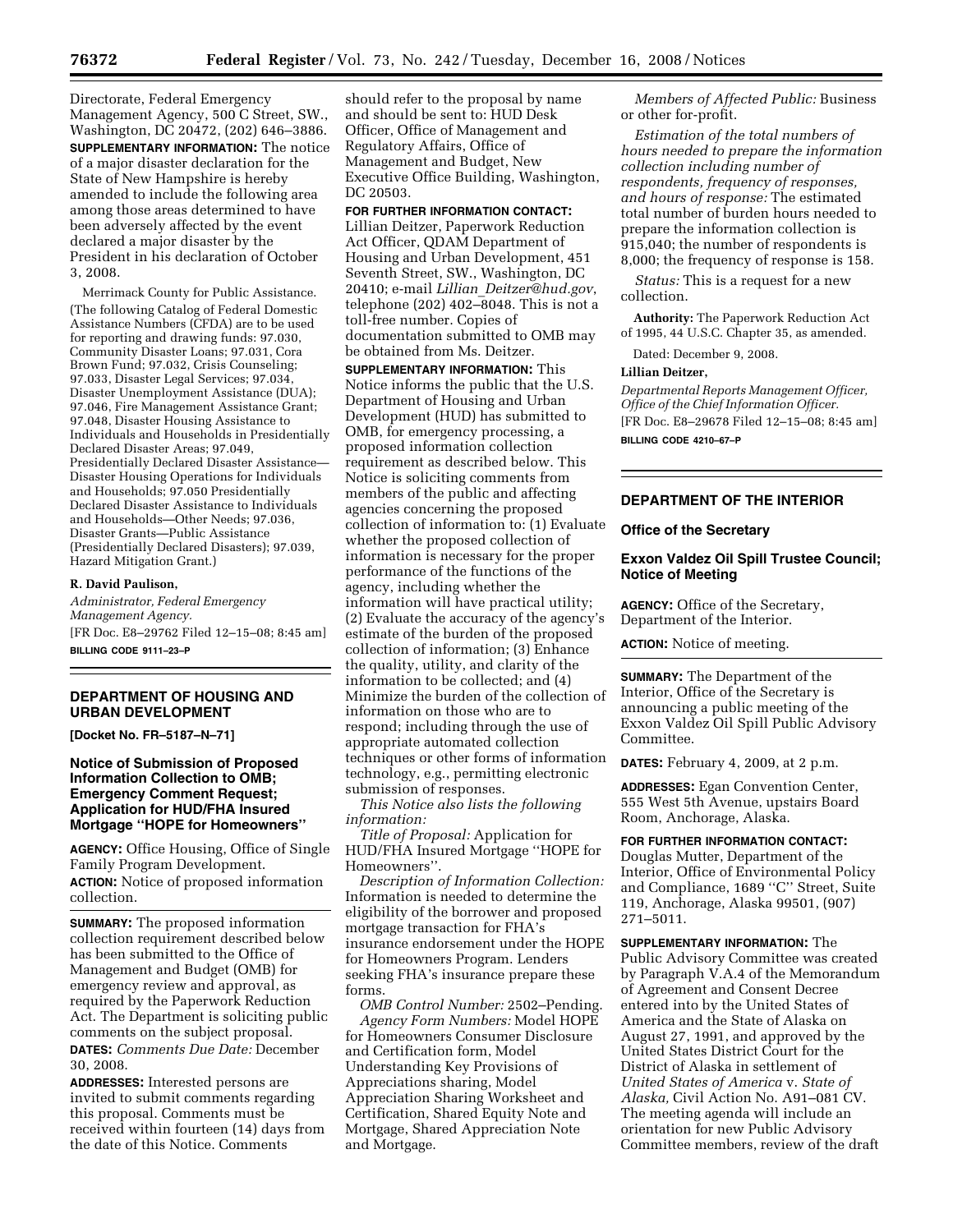Directorate, Federal Emergency Management Agency, 500 C Street, SW., Washington, DC 20472, (202) 646–3886.

**SUPPLEMENTARY INFORMATION:** The notice of a major disaster declaration for the State of New Hampshire is hereby amended to include the following area among those areas determined to have been adversely affected by the event declared a major disaster by the President in his declaration of October 3, 2008.

Merrimack County for Public Assistance.

(The following Catalog of Federal Domestic Assistance Numbers (CFDA) are to be used for reporting and drawing funds: 97.030, Community Disaster Loans; 97.031, Cora Brown Fund; 97.032, Crisis Counseling; 97.033, Disaster Legal Services; 97.034, Disaster Unemployment Assistance (DUA); 97.046, Fire Management Assistance Grant; 97.048, Disaster Housing Assistance to Individuals and Households in Presidentially Declared Disaster Areas; 97.049, Presidentially Declared Disaster Assistance—Disaster Housing Operations for Individuals and Households; 97.050 Presidentially Declared Disaster Assistance to Individuals and Households—Other Needs; 97.036, Disaster Grants—Public Assistance (Presidentially Declared Disasters); 97.039, Hazard Mitigation Grant.)

**R. David Paulison,**

*Administrator, Federal Emergency Management Agency.*

[FR Doc. E8–29762 Filed 12–15–08; 8:45 am]

**BILLING CODE 9111–23–P**

## DEPARTMENT OF HOUSING AND URBAN DEVELOPMENT

**[Docket No. FR–5187–N–71]**

### Notice of Submission of Proposed Information Collection to OMB; Emergency Comment Request; Application for HUD/FHA Insured Mortgage ''HOPE for Homeowners''

**AGENCY:** Office Housing, Office of Single Family Program Development.

**ACTION:** Notice of proposed information collection.

**SUMMARY:** The proposed information collection requirement described below has been submitted to the Office of Management and Budget (OMB) for emergency review and approval, as required by the Paperwork Reduction Act. The Department is soliciting public comments on the subject proposal.

**DATES:** *Comments Due Date:* December 30, 2008.

**ADDRESSES:** Interested persons are invited to submit comments regarding this proposal. Comments must be received within fourteen (14) days from the date of this Notice. Comments should refer to the proposal by name and should be sent to: HUD Desk Officer, Office of Management and Regulatory Affairs, Office of Management and Budget, New Executive Office Building, Washington, DC 20503.

**FOR FURTHER INFORMATION CONTACT:** Lillian Deitzer, Paperwork Reduction Act Officer, QDAM Department of Housing and Urban Development, 451 Seventh Street, SW., Washington, DC 20410; e-mail *Lillian_Deitzer@hud.gov*, telephone (202) 402–8048. This is not a toll-free number. Copies of documentation submitted to OMB may be obtained from Ms. Deitzer.

**SUPPLEMENTARY INFORMATION:** This Notice informs the public that the U.S. Department of Housing and Urban Development (HUD) has submitted to OMB, for emergency processing, a proposed information collection requirement as described below. This Notice is soliciting comments from members of the public and affecting agencies concerning the proposed collection of information to: (1) Evaluate whether the proposed collection of information is necessary for the proper performance of the functions of the agency, including whether the information will have practical utility; (2) Evaluate the accuracy of the agency's estimate of the burden of the proposed collection of information; (3) Enhance the quality, utility, and clarity of the information to be collected; and (4) Minimize the burden of the collection of information on those who are to respond; including through the use of appropriate automated collection techniques or other forms of information technology, e.g., permitting electronic submission of responses.

*This Notice also lists the following information:*

*Title of Proposal:* Application for HUD/FHA Insured Mortgage ''HOPE for Homeowners''.

*Description of Information Collection:* Information is needed to determine the eligibility of the borrower and proposed mortgage transaction for FHA's insurance endorsement under the HOPE for Homeowners Program. Lenders seeking FHA's insurance prepare these forms.

*OMB Control Number:* 2502–Pending.

*Agency Form Numbers:* Model HOPE for Homeowners Consumer Disclosure and Certification form, Model Understanding Key Provisions of Appreciations sharing, Model Appreciation Sharing Worksheet and Certification, Shared Equity Note and Mortgage, Shared Appreciation Note and Mortgage.

*Members of Affected Public:* Business or other for-profit.

*Estimation of the total numbers of hours needed to prepare the information collection including number of respondents, frequency of responses, and hours of response:* The estimated total number of burden hours needed to prepare the information collection is 915,040; the number of respondents is 8,000; the frequency of response is 158.

*Status:* This is a request for a new collection.

**Authority:** The Paperwork Reduction Act of 1995, 44 U.S.C. Chapter 35, as amended.

Dated: December 9, 2008.

**Lillian Deitzer,**

*Departmental Reports Management Officer, Office of the Chief Information Officer.*

[FR Doc. E8–29678 Filed 12–15–08; 8:45 am]

**BILLING CODE 4210–67–P**

## DEPARTMENT OF THE INTERIOR

### Office of the Secretary

### Exxon Valdez Oil Spill Trustee Council; Notice of Meeting

**AGENCY:** Office of the Secretary, Department of the Interior.

**ACTION:** Notice of meeting.

**SUMMARY:** The Department of the Interior, Office of the Secretary is announcing a public meeting of the Exxon Valdez Oil Spill Public Advisory Committee.

**DATES:** February 4, 2009, at 2 p.m.

**ADDRESSES:** Egan Convention Center, 555 West 5th Avenue, upstairs Board Room, Anchorage, Alaska.

**FOR FURTHER INFORMATION CONTACT:** Douglas Mutter, Department of the Interior, Office of Environmental Policy and Compliance, 1689 ''C'' Street, Suite 119, Anchorage, Alaska 99501, (907) 271–5011.

**SUPPLEMENTARY INFORMATION:** The Public Advisory Committee was created by Paragraph V.A.4 of the Memorandum of Agreement and Consent Decree entered into by the United States of America and the State of Alaska on August 27, 1991, and approved by the United States District Court for the District of Alaska in settlement of *United States of America* v. *State of Alaska,* Civil Action No. A91–081 CV. The meeting agenda will include an orientation for new Public Advisory Committee members, review of the draft